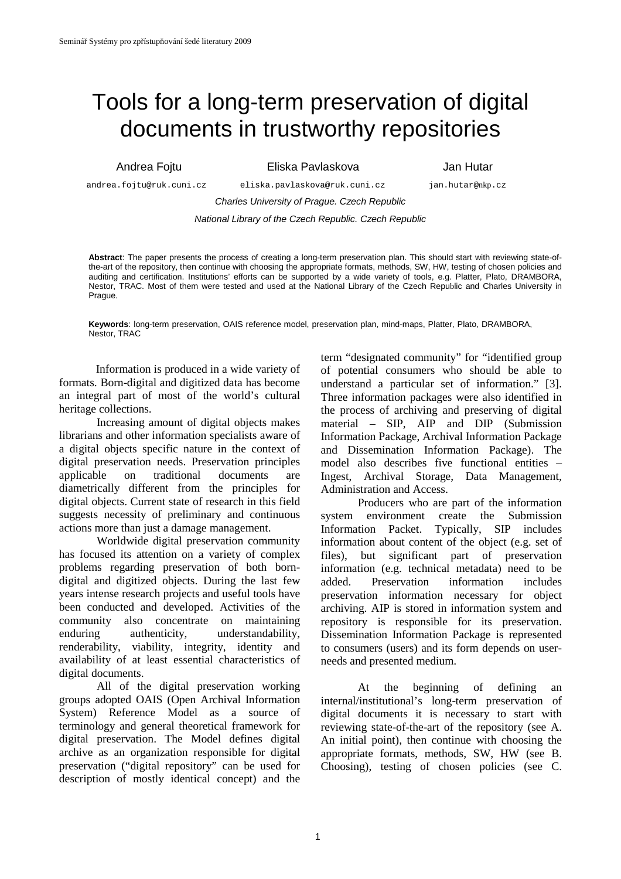# Tools for a long-term preservation of digital documents in trustworthy repositories

Andrea Fojtu — andrea.fojtu@ruk.cuni.cz
Eliska Pavlaskova — eliska.pavlaskova@ruk.cuni.cz
Jan Hutar — jan.hutar@nkp.cz

*Charles University of Prague. Czech Republic*

*National Library of the Czech Republic. Czech Republic*

**Abstract**: The paper presents the process of creating a long-term preservation plan. This should start with reviewing state-of-the-art of the repository, then continue with choosing the appropriate formats, methods, SW, HW, testing of chosen policies and auditing and certification. Institutions' efforts can be supported by a wide variety of tools, e.g. Platter, Plato, DRAMBORA, Nestor, TRAC. Most of them were tested and used at the National Library of the Czech Republic and Charles University in Prague.

**Keywords**: long-term preservation, OAIS reference model, preservation plan, mind-maps, Platter, Plato, DRAMBORA, Nestor, TRAC

Information is produced in a wide variety of formats. Born-digital and digitized data has become an integral part of most of the world's cultural heritage collections.

Increasing amount of digital objects makes librarians and other information specialists aware of a digital objects specific nature in the context of digital preservation needs. Preservation principles applicable on traditional documents are diametrically different from the principles for digital objects. Current state of research in this field suggests necessity of preliminary and continuous actions more than just a damage management.

Worldwide digital preservation community has focused its attention on a variety of complex problems regarding preservation of both born-digital and digitized objects. During the last few years intense research projects and useful tools have been conducted and developed. Activities of the community also concentrate on maintaining enduring authenticity, understandability, renderability, viability, integrity, identity and availability of at least essential characteristics of digital documents.

All of the digital preservation working groups adopted OAIS (Open Archival Information System) Reference Model as a source of terminology and general theoretical framework for digital preservation. The Model defines digital archive as an organization responsible for digital preservation ("digital repository" can be used for description of mostly identical concept) and the term "designated community" for "identified group of potential consumers who should be able to understand a particular set of information." [3]. Three information packages were also identified in the process of archiving and preserving of digital material – SIP, AIP and DIP (Submission Information Package, Archival Information Package and Dissemination Information Package). The model also describes five functional entities – Ingest, Archival Storage, Data Management, Administration and Access.

Producers who are part of the information system environment create the Submission Information Packet. Typically, SIP includes information about content of the object (e.g. set of files), but significant part of preservation information (e.g. technical metadata) need to be added. Preservation information includes preservation information necessary for object archiving. AIP is stored in information system and repository is responsible for its preservation. Dissemination Information Package is represented to consumers (users) and its form depends on user-needs and presented medium.

At the beginning of defining an internal/institutional's long-term preservation of digital documents it is necessary to start with reviewing state-of-the-art of the repository (see A. An initial point), then continue with choosing the appropriate formats, methods, SW, HW (see B. Choosing), testing of chosen policies (see C.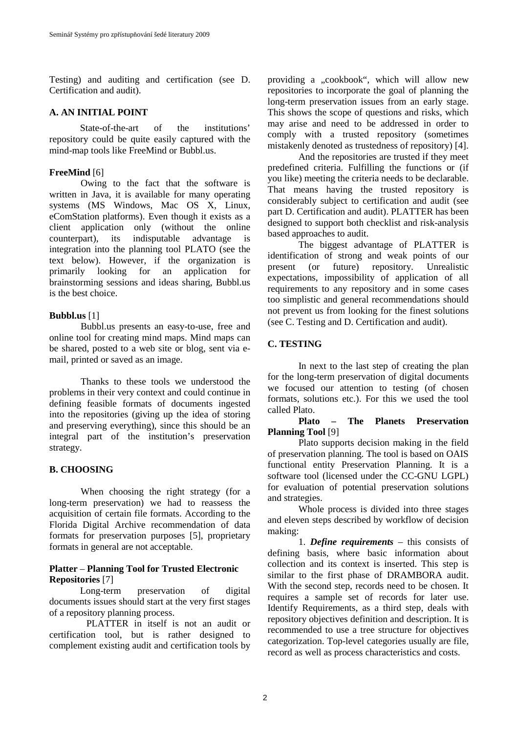Testing) and auditing and certification (see D. Certification and audit).

## A. AN INITIAL POINT

State-of-the-art of the institutions' repository could be quite easily captured with the mind-map tools like FreeMind or Bubbl.us.

**FreeMind** [6]

Owing to the fact that the software is written in Java, it is available for many operating systems (MS Windows, Mac OS X, Linux, eComStation platforms). Even though it exists as a client application only (without the online counterpart), its indisputable advantage is integration into the planning tool PLATO (see the text below). However, if the organization is primarily looking for an application for brainstorming sessions and ideas sharing, Bubbl.us is the best choice.

**Bubbl.us** [1]

Bubbl.us presents an easy-to-use, free and online tool for creating mind maps. Mind maps can be shared, posted to a web site or blog, sent via e-mail, printed or saved as an image.

Thanks to these tools we understood the problems in their very context and could continue in defining feasible formats of documents ingested into the repositories (giving up the idea of storing and preserving everything), since this should be an integral part of the institution's preservation strategy.

## B. CHOOSING

When choosing the right strategy (for a long-term preservation) we had to reassess the acquisition of certain file formats. According to the Florida Digital Archive recommendation of data formats for preservation purposes [5], proprietary formats in general are not acceptable.

**Platter – Planning Tool for Trusted Electronic Repositories** [7]

Long-term preservation of digital documents issues should start at the very first stages of a repository planning process.

PLATTER in itself is not an audit or certification tool, but is rather designed to complement existing audit and certification tools by providing a „cookbook", which will allow new repositories to incorporate the goal of planning the long-term preservation issues from an early stage. This shows the scope of questions and risks, which may arise and need to be addressed in order to comply with a trusted repository (sometimes mistakenly denoted as trustedness of repository) [4].

And the repositories are trusted if they meet predefined criteria. Fulfilling the functions or (if you like) meeting the criteria needs to be declarable. That means having the trusted repository is considerably subject to certification and audit (see part D. Certification and audit). PLATTER has been designed to support both checklist and risk-analysis based approaches to audit.

The biggest advantage of PLATTER is identification of strong and weak points of our present (or future) repository. Unrealistic expectations, impossibility of application of all requirements to any repository and in some cases too simplistic and general recommendations should not prevent us from looking for the finest solutions (see C. Testing and D. Certification and audit).

## C. TESTING

In next to the last step of creating the plan for the long-term preservation of digital documents we focused our attention to testing (of chosen formats, solutions etc.). For this we used the tool called Plato.

**Plato – The Planets Preservation Planning Tool** [9]

Plato supports decision making in the field of preservation planning. The tool is based on OAIS functional entity Preservation Planning. It is a software tool (licensed under the CC-GNU LGPL) for evaluation of potential preservation solutions and strategies.

Whole process is divided into three stages and eleven steps described by workflow of decision making:

1. ***Define requirements*** – this consists of defining basis, where basic information about collection and its context is inserted. This step is similar to the first phase of DRAMBORA audit. With the second step, records need to be chosen. It requires a sample set of records for later use. Identify Requirements, as a third step, deals with repository objectives definition and description. It is recommended to use a tree structure for objectives categorization. Top-level categories usually are file, record as well as process characteristics and costs.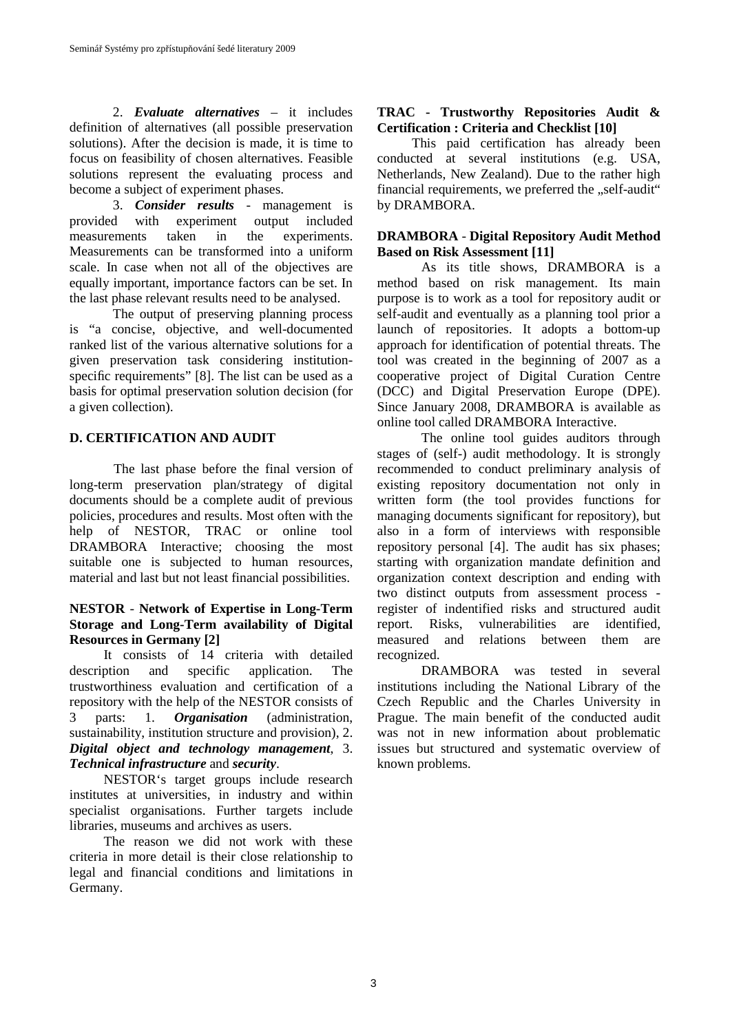2. ***Evaluate alternatives*** – it includes definition of alternatives (all possible preservation solutions). After the decision is made, it is time to focus on feasibility of chosen alternatives. Feasible solutions represent the evaluating process and become a subject of experiment phases.

3. ***Consider results*** - management is provided with experiment output included measurements taken in the experiments. Measurements can be transformed into a uniform scale. In case when not all of the objectives are equally important, importance factors can be set. In the last phase relevant results need to be analysed.

The output of preserving planning process is "a concise, objective, and well-documented ranked list of the various alternative solutions for a given preservation task considering institution-specific requirements" [8]. The list can be used as a basis for optimal preservation solution decision (for a given collection).

## D. CERTIFICATION AND AUDIT

The last phase before the final version of long-term preservation plan/strategy of digital documents should be a complete audit of previous policies, procedures and results. Most often with the help of NESTOR, TRAC or online tool DRAMBORA Interactive; choosing the most suitable one is subjected to human resources, material and last but not least financial possibilities.

### NESTOR - Network of Expertise in Long-Term Storage and Long-Term availability of Digital Resources in Germany [2]

It consists of 14 criteria with detailed description and specific application. The trustworthiness evaluation and certification of a repository with the help of the NESTOR consists of 3 parts: 1. ***Organisation*** (administration, sustainability, institution structure and provision), 2. ***Digital object and technology management***, 3. ***Technical infrastructure*** and ***security***.

NESTOR's target groups include research institutes at universities, in industry and within specialist organisations. Further targets include libraries, museums and archives as users.

The reason we did not work with these criteria in more detail is their close relationship to legal and financial conditions and limitations in Germany.

### TRAC - Trustworthy Repositories Audit & Certification : Criteria and Checklist [10]

This paid certification has already been conducted at several institutions (e.g. USA, Netherlands, New Zealand). Due to the rather high financial requirements, we preferred the „self-audit" by DRAMBORA.

### DRAMBORA - Digital Repository Audit Method Based on Risk Assessment [11]

As its title shows, DRAMBORA is a method based on risk management. Its main purpose is to work as a tool for repository audit or self-audit and eventually as a planning tool prior a launch of repositories. It adopts a bottom-up approach for identification of potential threats. The tool was created in the beginning of 2007 as a cooperative project of Digital Curation Centre (DCC) and Digital Preservation Europe (DPE). Since January 2008, DRAMBORA is available as online tool called DRAMBORA Interactive.

The online tool guides auditors through stages of (self-) audit methodology. It is strongly recommended to conduct preliminary analysis of existing repository documentation not only in written form (the tool provides functions for managing documents significant for repository), but also in a form of interviews with responsible repository personal [4]. The audit has six phases; starting with organization mandate definition and organization context description and ending with two distinct outputs from assessment process - register of indentified risks and structured audit report. Risks, vulnerabilities are identified, measured and relations between them are recognized.

DRAMBORA was tested in several institutions including the National Library of the Czech Republic and the Charles University in Prague. The main benefit of the conducted audit was not in new information about problematic issues but structured and systematic overview of known problems.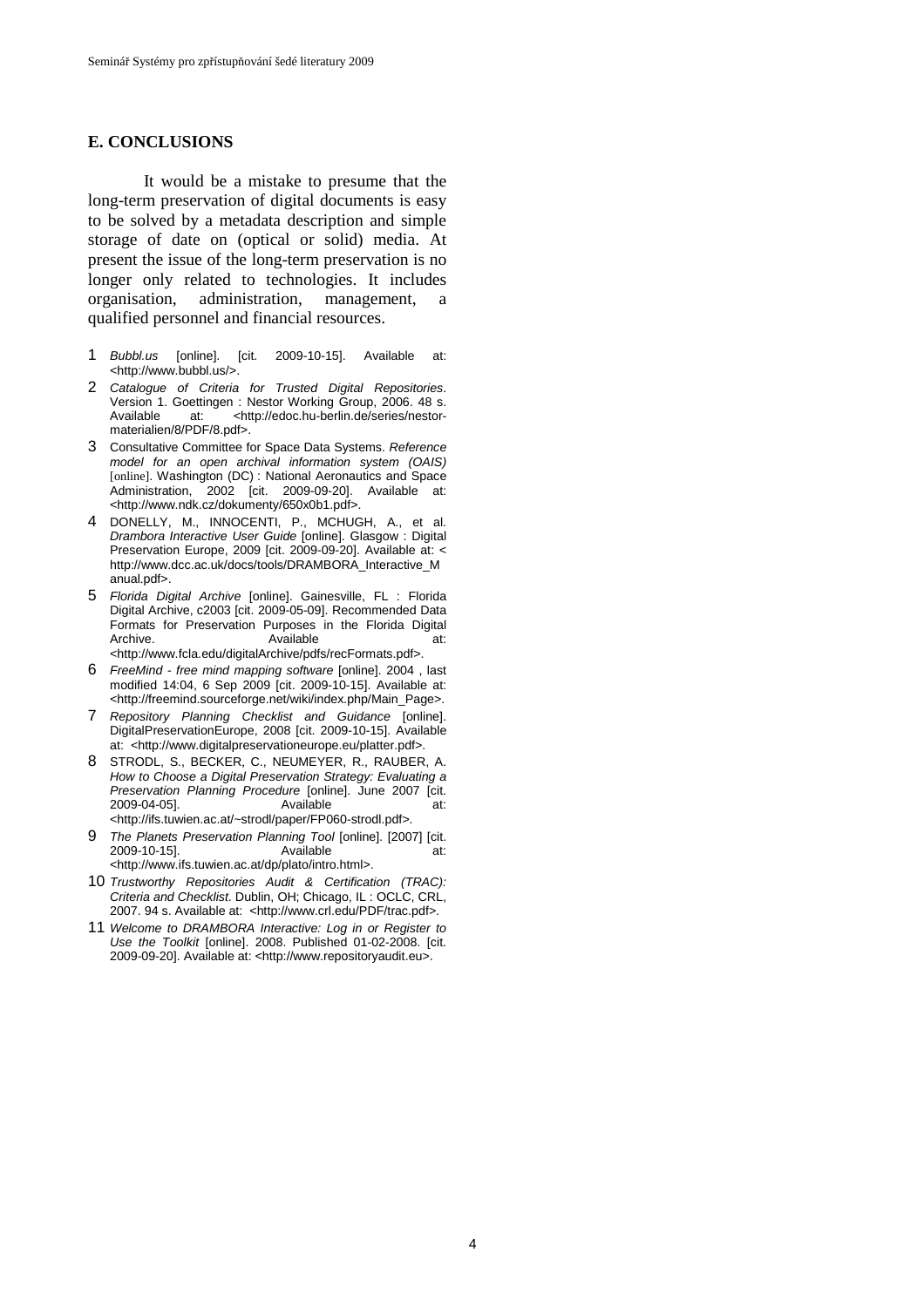## E. CONCLUSIONS

It would be a mistake to presume that the long-term preservation of digital documents is easy to be solved by a metadata description and simple storage of date on (optical or solid) media. At present the issue of the long-term preservation is no longer only related to technologies. It includes organisation, administration, management, a qualified personnel and financial resources.

1. *Bubbl.us* [online]. [cit. 2009-10-15]. Available at: <http://www.bubbl.us/>.
2. *Catalogue of Criteria for Trusted Digital Repositories*. Version 1. Goettingen : Nestor Working Group, 2006. 48 s. Available at: <http://edoc.hu-berlin.de/series/nestor-materialien/8/PDF/8.pdf>.
3. Consultative Committee for Space Data Systems. *Reference model for an open archival information system (OAIS)* [online]. Washington (DC) : National Aeronautics and Space Administration, 2002 [cit. 2009-09-20]. Available at: <http://www.ndk.cz/dokumenty/650x0b1.pdf>.
4. DONELLY, M., INNOCENTI, P., MCHUGH, A., et al. *Drambora Interactive User Guide* [online]. Glasgow : Digital Preservation Europe, 2009 [cit. 2009-09-20]. Available at: < http://www.dcc.ac.uk/docs/tools/DRAMBORA_Interactive_Manual.pdf>.
5. *Florida Digital Archive* [online]. Gainesville, FL : Florida Digital Archive, c2003 [cit. 2009-05-09]. Recommended Data Formats for Preservation Purposes in the Florida Digital Archive. Available at: <http://www.fcla.edu/digitalArchive/pdfs/recFormats.pdf>.
6. *FreeMind - free mind mapping software* [online]. 2004 , last modified 14:04, 6 Sep 2009 [cit. 2009-10-15]. Available at: <http://freemind.sourceforge.net/wiki/index.php/Main_Page>.
7. *Repository Planning Checklist and Guidance* [online]. DigitalPreservationEurope, 2008 [cit. 2009-10-15]. Available at: <http://www.digitalpreservationeurope.eu/platter.pdf>.
8. STRODL, S., BECKER, C., NEUMEYER, R., RAUBER, A. *How to Choose a Digital Preservation Strategy: Evaluating a Preservation Planning Procedure* [online]. June 2007 [cit. 2009-04-05]. Available at: <http://ifs.tuwien.ac.at/~strodl/paper/FP060-strodl.pdf>.
9. *The Planets Preservation Planning Tool* [online]. [2007] [cit. 2009-10-15]. Available at: <http://www.ifs.tuwien.ac.at/dp/plato/intro.html>.
10. *Trustworthy Repositories Audit & Certification (TRAC): Criteria and Checklist*. Dublin, OH; Chicago, IL : OCLC, CRL, 2007. 94 s. Available at: <http://www.crl.edu/PDF/trac.pdf>.
11. *Welcome to DRAMBORA Interactive: Log in or Register to Use the Toolkit* [online]. 2008. Published 01-02-2008. [cit. 2009-09-20]. Available at: <http://www.repositoryaudit.eu>.